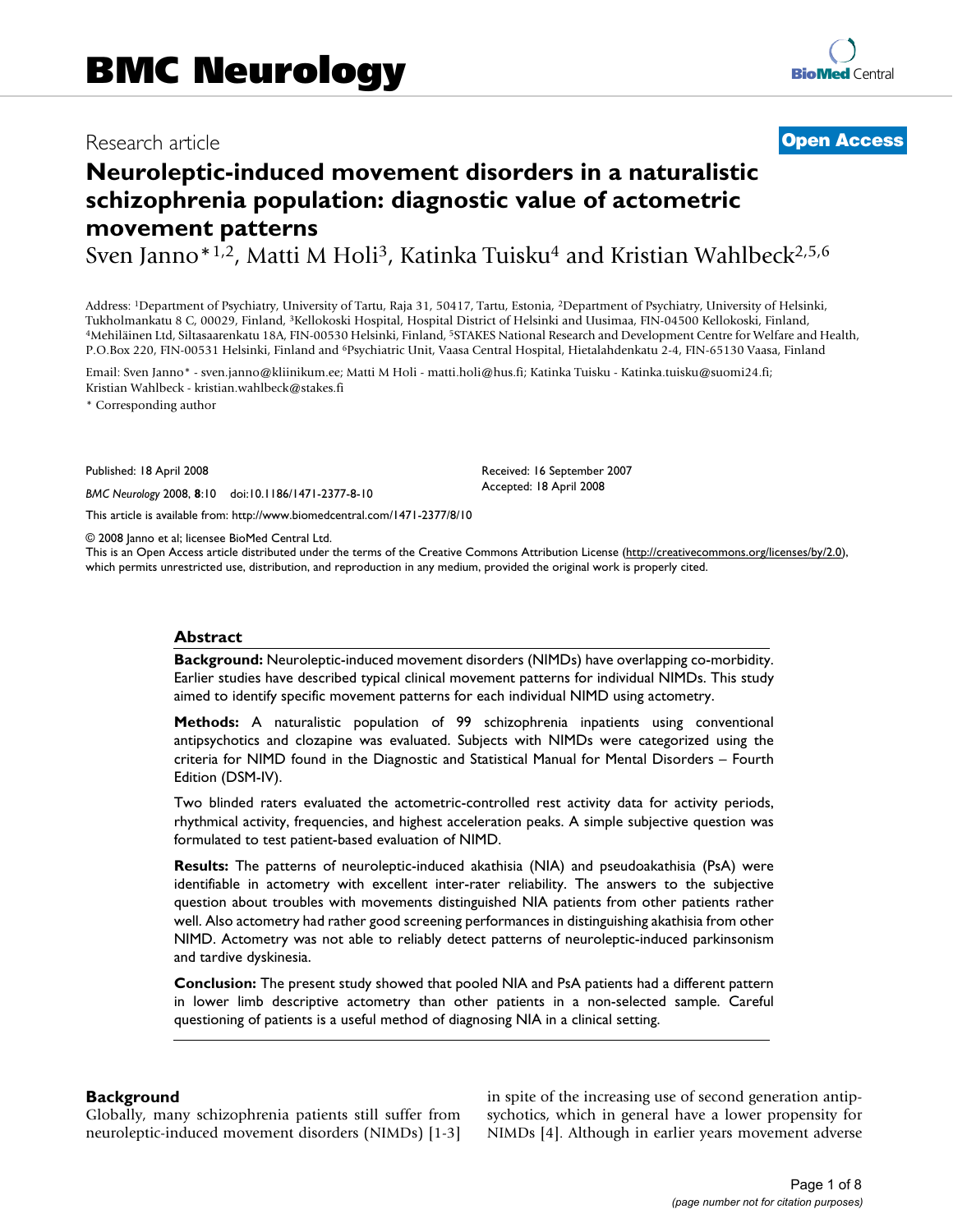Research article

**Open Access**

# Neuroleptic-induced movement disorders in a naturalistic schizophrenia population: diagnostic value of actometric movement patterns

Sven Janno*[1,2], Matti M Holi[3], Katinka Tuisku[4] and Kristian Wahlbeck[2,5,6]

Address: [1]Department of Psychiatry, University of Tartu, Raja 31, 50417, Tartu, Estonia, [2]Department of Psychiatry, University of Helsinki, Tukholmankatu 8 C, 00029, Finland, [3]Kellokoski Hospital, Hospital District of Helsinki and Uusimaa, FIN-04500 Kellokoski, Finland, [4]Mehiläinen Ltd, Siltasaarenkatu 18A, FIN-00530 Helsinki, Finland, [5]STAKES National Research and Development Centre for Welfare and Health, P.O.Box 220, FIN-00531 Helsinki, Finland and [6]Psychiatric Unit, Vaasa Central Hospital, Hietalahdenkatu 2-4, FIN-65130 Vaasa, Finland

Email: Sven Janno* - sven.janno@kliinikum.ee; Matti M Holi - matti.holi@hus.fi; Katinka Tuisku - Katinka.tuisku@suomi24.fi; Kristian Wahlbeck - kristian.wahlbeck@stakes.fi

* Corresponding author

Published: 18 April 2008

*BMC Neurology* 2008, **8**:10 doi:10.1186/1471-2377-8-10

Received: 16 September 2007
Accepted: 18 April 2008

This article is available from: http://www.biomedcentral.com/1471-2377/8/10

© 2008 Janno et al; licensee BioMed Central Ltd.
This is an Open Access article distributed under the terms of the Creative Commons Attribution License (http://creativecommons.org/licenses/by/2.0), which permits unrestricted use, distribution, and reproduction in any medium, provided the original work is properly cited.

## Abstract

**Background:** Neuroleptic-induced movement disorders (NIMDs) have overlapping co-morbidity. Earlier studies have described typical clinical movement patterns for individual NIMDs. This study aimed to identify specific movement patterns for each individual NIMD using actometry.

**Methods:** A naturalistic population of 99 schizophrenia inpatients using conventional antipsychotics and clozapine was evaluated. Subjects with NIMDs were categorized using the criteria for NIMD found in the Diagnostic and Statistical Manual for Mental Disorders – Fourth Edition (DSM-IV).

Two blinded raters evaluated the actometric-controlled rest activity data for activity periods, rhythmical activity, frequencies, and highest acceleration peaks. A simple subjective question was formulated to test patient-based evaluation of NIMD.

**Results:** The patterns of neuroleptic-induced akathisia (NIA) and pseudoakathisia (PsA) were identifiable in actometry with excellent inter-rater reliability. The answers to the subjective question about troubles with movements distinguished NIA patients from other patients rather well. Also actometry had rather good screening performances in distinguishing akathisia from other NIMD. Actometry was not able to reliably detect patterns of neuroleptic-induced parkinsonism and tardive dyskinesia.

**Conclusion:** The present study showed that pooled NIA and PsA patients had a different pattern in lower limb descriptive actometry than other patients in a non-selected sample. Careful questioning of patients is a useful method of diagnosing NIA in a clinical setting.

## Background

Globally, many schizophrenia patients still suffer from neuroleptic-induced movement disorders (NIMDs) [1-3] in spite of the increasing use of second generation antipsychotics, which in general have a lower propensity for NIMDs [4]. Although in earlier years movement adverse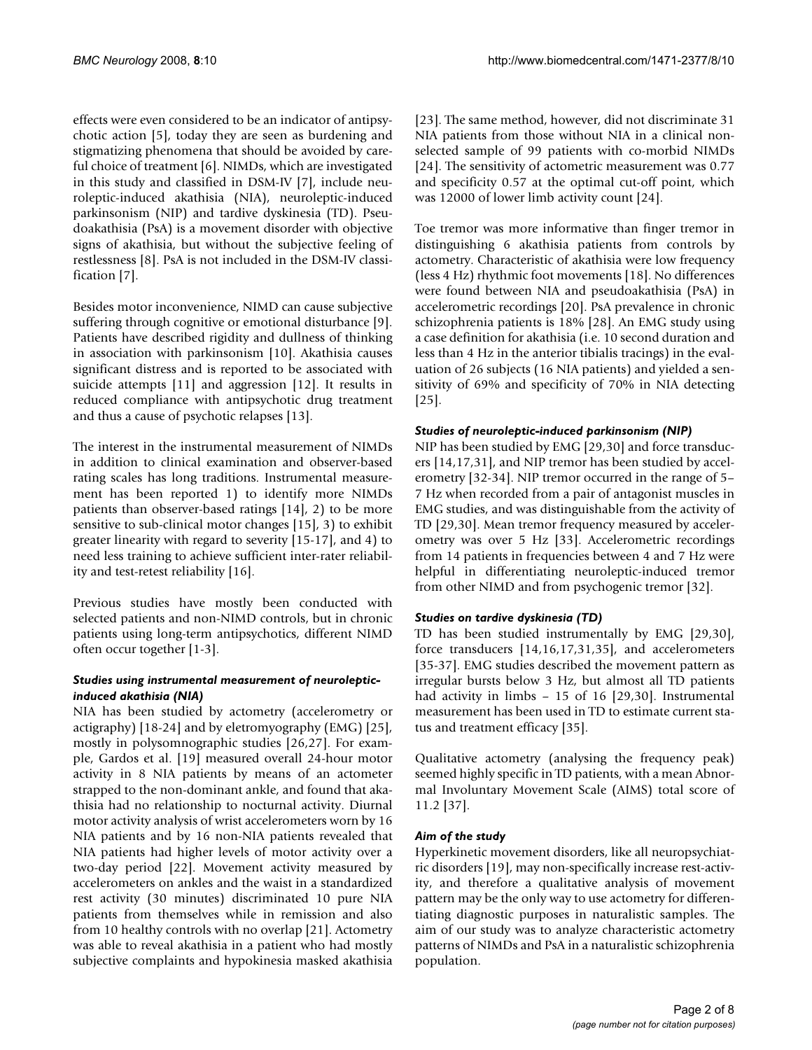effects were even considered to be an indicator of antipsychotic action [5], today they are seen as burdening and stigmatizing phenomena that should be avoided by careful choice of treatment [6]. NIMDs, which are investigated in this study and classified in DSM-IV [7], include neuroleptic-induced akathisia (NIA), neuroleptic-induced parkinsonism (NIP) and tardive dyskinesia (TD). Pseudoakathisia (PsA) is a movement disorder with objective signs of akathisia, but without the subjective feeling of restlessness [8]. PsA is not included in the DSM-IV classification [7].

Besides motor inconvenience, NIMD can cause subjective suffering through cognitive or emotional disturbance [9]. Patients have described rigidity and dullness of thinking in association with parkinsonism [10]. Akathisia causes significant distress and is reported to be associated with suicide attempts [11] and aggression [12]. It results in reduced compliance with antipsychotic drug treatment and thus a cause of psychotic relapses [13].

The interest in the instrumental measurement of NIMDs in addition to clinical examination and observer-based rating scales has long traditions. Instrumental measurement has been reported 1) to identify more NIMDs patients than observer-based ratings [14], 2) to be more sensitive to sub-clinical motor changes [15], 3) to exhibit greater linearity with regard to severity [15-17], and 4) to need less training to achieve sufficient inter-rater reliability and test-retest reliability [16].

Previous studies have mostly been conducted with selected patients and non-NIMD controls, but in chronic patients using long-term antipsychotics, different NIMD often occur together [1-3].

### *Studies using instrumental measurement of neuroleptic-induced akathisia (NIA)*

NIA has been studied by actometry (accelerometry or actigraphy) [18-24] and by eletromyography (EMG) [25], mostly in polysomnographic studies [26,27]. For example, Gardos et al. [19] measured overall 24-hour motor activity in 8 NIA patients by means of an actometer strapped to the non-dominant ankle, and found that akathisia had no relationship to nocturnal activity. Diurnal motor activity analysis of wrist accelerometers worn by 16 NIA patients and by 16 non-NIA patients revealed that NIA patients had higher levels of motor activity over a two-day period [22]. Movement activity measured by accelerometers on ankles and the waist in a standardized rest activity (30 minutes) discriminated 10 pure NIA patients from themselves while in remission and also from 10 healthy controls with no overlap [21]. Actometry was able to reveal akathisia in a patient who had mostly subjective complaints and hypokinesia masked akathisia [23]. The same method, however, did not discriminate 31 NIA patients from those without NIA in a clinical non-selected sample of 99 patients with co-morbid NIMDs [24]. The sensitivity of actometric measurement was 0.77 and specificity 0.57 at the optimal cut-off point, which was 12000 of lower limb activity count [24].

Toe tremor was more informative than finger tremor in distinguishing 6 akathisia patients from controls by actometry. Characteristic of akathisia were low frequency (less 4 Hz) rhythmic foot movements [18]. No differences were found between NIA and pseudoakathisia (PsA) in accelerometric recordings [20]. PsA prevalence in chronic schizophrenia patients is 18% [28]. An EMG study using a case definition for akathisia (i.e. 10 second duration and less than 4 Hz in the anterior tibialis tracings) in the evaluation of 26 subjects (16 NIA patients) and yielded a sensitivity of 69% and specificity of 70% in NIA detecting [25].

### *Studies of neuroleptic-induced parkinsonism (NIP)*

NIP has been studied by EMG [29,30] and force transducers [14,17,31], and NIP tremor has been studied by accelerometry [32-34]. NIP tremor occurred in the range of 5–7 Hz when recorded from a pair of antagonist muscles in EMG studies, and was distinguishable from the activity of TD [29,30]. Mean tremor frequency measured by accelerometry was over 5 Hz [33]. Accelerometric recordings from 14 patients in frequencies between 4 and 7 Hz were helpful in differentiating neuroleptic-induced tremor from other NIMD and from psychogenic tremor [32].

### *Studies on tardive dyskinesia (TD)*

TD has been studied instrumentally by EMG [29,30], force transducers [14,16,17,31,35], and accelerometers [35-37]. EMG studies described the movement pattern as irregular bursts below 3 Hz, but almost all TD patients had activity in limbs – 15 of 16 [29,30]. Instrumental measurement has been used in TD to estimate current status and treatment efficacy [35].

Qualitative actometry (analysing the frequency peak) seemed highly specific in TD patients, with a mean Abnormal Involuntary Movement Scale (AIMS) total score of 11.2 [37].

### *Aim of the study*

Hyperkinetic movement disorders, like all neuropsychiatric disorders [19], may non-specifically increase rest-activity, and therefore a qualitative analysis of movement pattern may be the only way to use actometry for differentiating diagnostic purposes in naturalistic samples. The aim of our study was to analyze characteristic actometry patterns of NIMDs and PsA in a naturalistic schizophrenia population.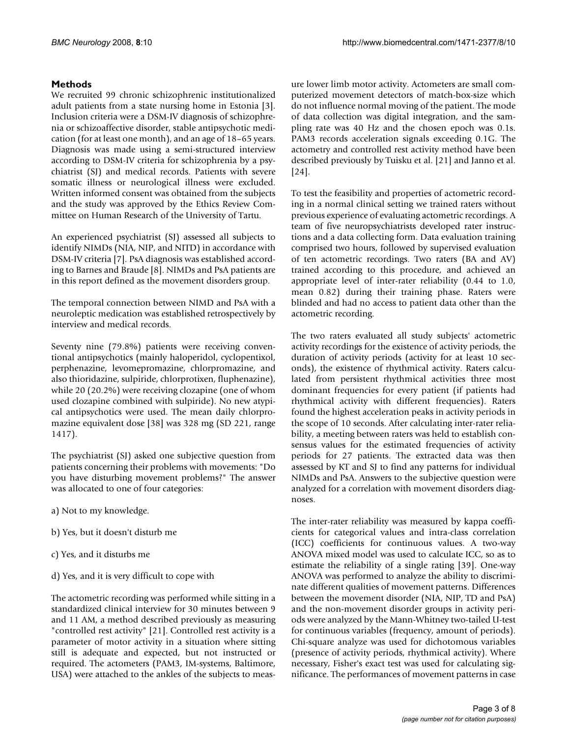## Methods

We recruited 99 chronic schizophrenic institutionalized adult patients from a state nursing home in Estonia [3]. Inclusion criteria were a DSM-IV diagnosis of schizophrenia or schizoaffective disorder, stable antipsychotic medication (for at least one month), and an age of 18–65 years. Diagnosis was made using a semi-structured interview according to DSM-IV criteria for schizophrenia by a psychiatrist (SJ) and medical records. Patients with severe somatic illness or neurological illness were excluded. Written informed consent was obtained from the subjects and the study was approved by the Ethics Review Committee on Human Research of the University of Tartu.

An experienced psychiatrist (SJ) assessed all subjects to identify NIMDs (NIA, NIP, and NITD) in accordance with DSM-IV criteria [7]. PsA diagnosis was established according to Barnes and Braude [8]. NIMDs and PsA patients are in this report defined as the movement disorders group.

The temporal connection between NIMD and PsA with a neuroleptic medication was established retrospectively by interview and medical records.

Seventy nine (79.8%) patients were receiving conventional antipsychotics (mainly haloperidol, cyclopentixol, perphenazine, levomepromazine, chlorpromazine, and also thioridazine, sulpiride, chlorprotixen, fluphenazine), while 20 (20.2%) were receiving clozapine (one of whom used clozapine combined with sulpiride). No new atypical antipsychotics were used. The mean daily chlorpromazine equivalent dose [38] was 328 mg (SD 221, range 1417).

The psychiatrist (SJ) asked one subjective question from patients concerning their problems with movements: "Do you have disturbing movement problems?" The answer was allocated to one of four categories:

a) Not to my knowledge.

b) Yes, but it doesn't disturb me

c) Yes, and it disturbs me

d) Yes, and it is very difficult to cope with

The actometric recording was performed while sitting in a standardized clinical interview for 30 minutes between 9 and 11 AM, a method described previously as measuring "controlled rest activity" [21]. Controlled rest activity is a parameter of motor activity in a situation where sitting still is adequate and expected, but not instructed or required. The actometers (PAM3, IM-systems, Baltimore, USA) were attached to the ankles of the subjects to measure lower limb motor activity. Actometers are small computerized movement detectors of match-box-size which do not influence normal moving of the patient. The mode of data collection was digital integration, and the sampling rate was 40 Hz and the chosen epoch was 0.1s. PAM3 records acceleration signals exceeding 0.1G. The actometry and controlled rest activity method have been described previously by Tuisku et al. [21] and Janno et al. [24].

To test the feasibility and properties of actometric recording in a normal clinical setting we trained raters without previous experience of evaluating actometric recordings. A team of five neuropsychiatrists developed rater instructions and a data collecting form. Data evaluation training comprised two hours, followed by supervised evaluation of ten actometric recordings. Two raters (BA and AV) trained according to this procedure, and achieved an appropriate level of inter-rater reliability (0.44 to 1.0, mean 0.82) during their training phase. Raters were blinded and had no access to patient data other than the actometric recording.

The two raters evaluated all study subjects' actometric activity recordings for the existence of activity periods, the duration of activity periods (activity for at least 10 seconds), the existence of rhythmical activity. Raters calculated from persistent rhythmical activities three most dominant frequencies for every patient (if patients had rhythmical activity with different frequencies). Raters found the highest acceleration peaks in activity periods in the scope of 10 seconds. After calculating inter-rater reliability, a meeting between raters was held to establish consensus values for the estimated frequencies of activity periods for 27 patients. The extracted data was then assessed by KT and SJ to find any patterns for individual NIMDs and PsA. Answers to the subjective question were analyzed for a correlation with movement disorders diagnoses.

The inter-rater reliability was measured by kappa coefficients for categorical values and intra-class correlation (ICC) coefficients for continuous values. A two-way ANOVA mixed model was used to calculate ICC, so as to estimate the reliability of a single rating [39]. One-way ANOVA was performed to analyze the ability to discriminate different qualities of movement patterns. Differences between the movement disorder (NIA, NIP, TD and PsA) and the non-movement disorder groups in activity periods were analyzed by the Mann-Whitney two-tailed U-test for continuous variables (frequency, amount of periods). Chi-square analyze was used for dichotomous variables (presence of activity periods, rhythmical activity). Where necessary, Fisher's exact test was used for calculating significance. The performances of movement patterns in case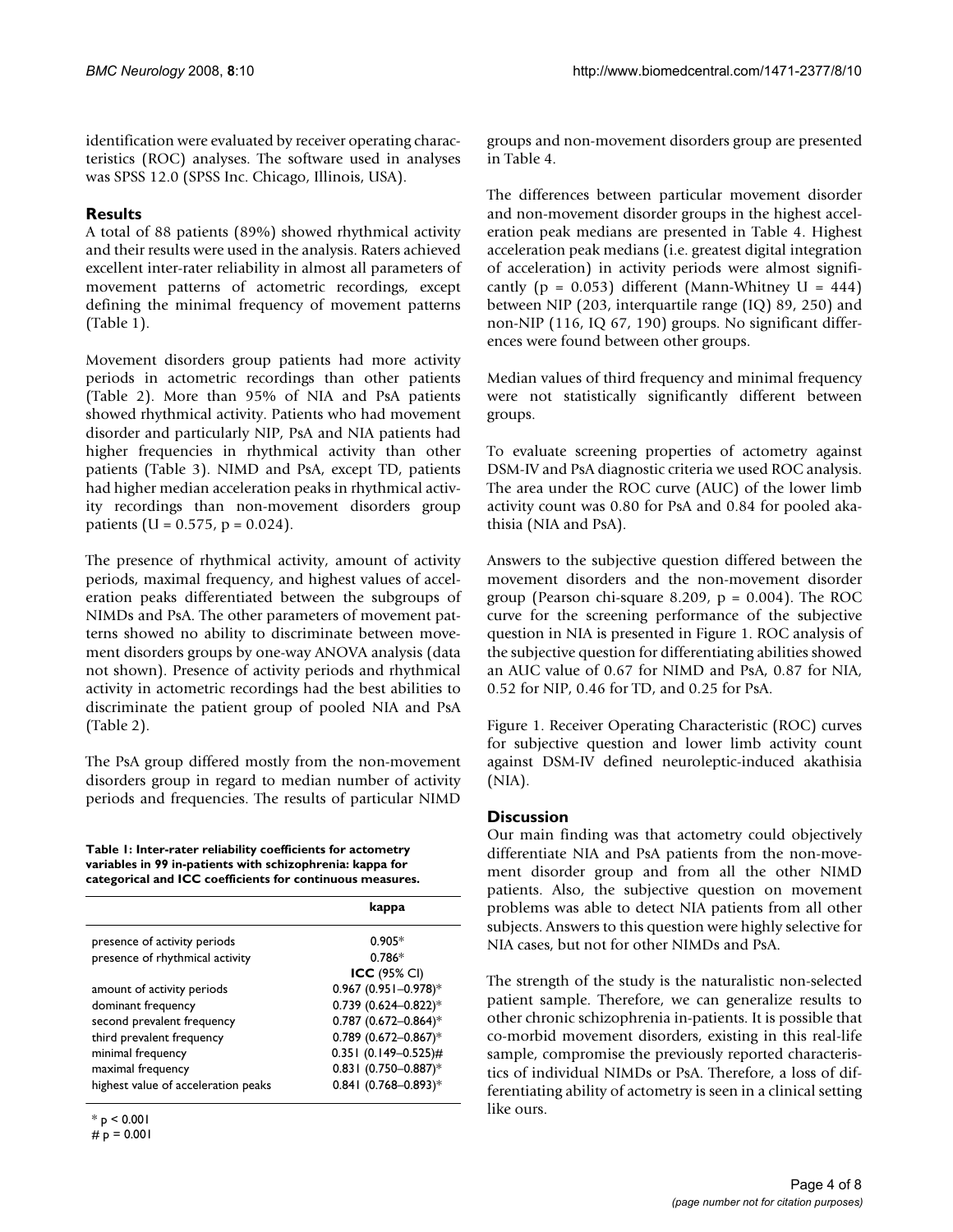identification were evaluated by receiver operating characteristics (ROC) analyses. The software used in analyses was SPSS 12.0 (SPSS Inc. Chicago, Illinois, USA).

## Results

A total of 88 patients (89%) showed rhythmical activity and their results were used in the analysis. Raters achieved excellent inter-rater reliability in almost all parameters of movement patterns of actometric recordings, except defining the minimal frequency of movement patterns (Table 1).

Movement disorders group patients had more activity periods in actometric recordings than other patients (Table 2). More than 95% of NIA and PsA patients showed rhythmical activity. Patients who had movement disorder and particularly NIP, PsA and NIA patients had higher frequencies in rhythmical activity than other patients (Table 3). NIMD and PsA, except TD, patients had higher median acceleration peaks in rhythmical activity recordings than non-movement disorders group patients ($U = 0.575$, $p = 0.024$).

The presence of rhythmical activity, amount of activity periods, maximal frequency, and highest values of acceleration peaks differentiated between the subgroups of NIMDs and PsA. The other parameters of movement patterns showed no ability to discriminate between movement disorders groups by one-way ANOVA analysis (data not shown). Presence of activity periods and rhythmical activity in actometric recordings had the best abilities to discriminate the patient group of pooled NIA and PsA (Table 2).

The PsA group differed mostly from the non-movement disorders group in regard to median number of activity periods and frequencies. The results of particular NIMD groups and non-movement disorders group are presented in Table 4.

**Table 1: Inter-rater reliability coefficients for actometry variables in 99 in-patients with schizophrenia: kappa for categorical and ICC coefficients for continuous measures.**

| | kappa |
|---|---|
| presence of activity periods | 0.905* |
| presence of rhythmical activity | 0.786* |
| | **ICC** (95% CI) |
| amount of activity periods | 0.967 (0.951–0.978)* |
| dominant frequency | 0.739 (0.624–0.822)* |
| second prevalent frequency | 0.787 (0.672–0.864)* |
| third prevalent frequency | 0.789 (0.672–0.867)* |
| minimal frequency | 0.351 (0.149–0.525)# |
| maximal frequency | 0.831 (0.750–0.887)* |
| highest value of acceleration peaks | 0.841 (0.768–0.893)* |

* $p < 0.001$
# $p = 0.001$

The differences between particular movement disorder and non-movement disorder groups in the highest acceleration peak medians are presented in Table 4. Highest acceleration peak medians (i.e. greatest digital integration of acceleration) in activity periods were almost significantly ($p = 0.053$) different (Mann-Whitney $U = 444$) between NIP (203, interquartile range (IQ) 89, 250) and non-NIP (116, IQ 67, 190) groups. No significant differences were found between other groups.

Median values of third frequency and minimal frequency were not statistically significantly different between groups.

To evaluate screening properties of actometry against DSM-IV and PsA diagnostic criteria we used ROC analysis. The area under the ROC curve (AUC) of the lower limb activity count was 0.80 for PsA and 0.84 for pooled akathisia (NIA and PsA).

Answers to the subjective question differed between the movement disorders and the non-movement disorder group (Pearson chi-square 8.209, $p = 0.004$). The ROC curve for the screening performance of the subjective question in NIA is presented in Figure 1. ROC analysis of the subjective question for differentiating abilities showed an AUC value of 0.67 for NIMD and PsA, 0.87 for NIA, 0.52 for NIP, 0.46 for TD, and 0.25 for PsA.

Figure 1. Receiver Operating Characteristic (ROC) curves for subjective question and lower limb activity count against DSM-IV defined neuroleptic-induced akathisia (NIA).

## Discussion

Our main finding was that actometry could objectively differentiate NIA and PsA patients from the non-movement disorder group and from all the other NIMD patients. Also, the subjective question on movement problems was able to detect NIA patients from all other subjects. Answers to this question were highly selective for NIA cases, but not for other NIMDs and PsA.

The strength of the study is the naturalistic non-selected patient sample. Therefore, we can generalize results to other chronic schizophrenia in-patients. It is possible that co-morbid movement disorders, existing in this real-life sample, compromise the previously reported characteristics of individual NIMDs or PsA. Therefore, a loss of differentiating ability of actometry is seen in a clinical setting like ours.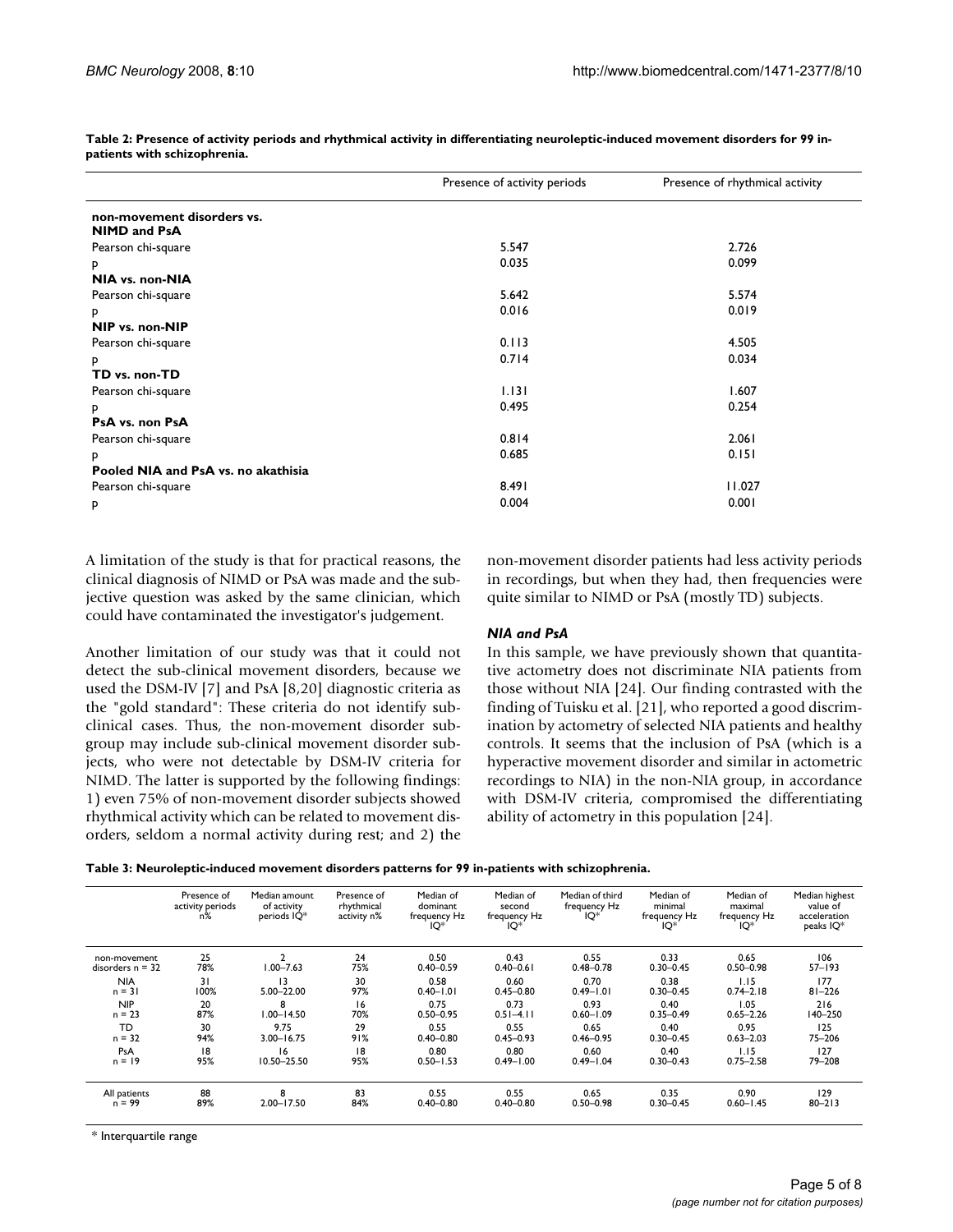**Table 2: Presence of activity periods and rhythmical activity in differentiating neuroleptic-induced movement disorders for 99 in-patients with schizophrenia.**

| | Presence of activity periods | Presence of rhythmical activity |
|---|---|---|
| **non-movement disorders vs. NIMD and PsA** | | |
| Pearson chi-square | 5.547 | 2.726 |
| p | 0.035 | 0.099 |
| **NIA vs. non-NIA** | | |
| Pearson chi-square | 5.642 | 5.574 |
| p | 0.016 | 0.019 |
| **NIP vs. non-NIP** | | |
| Pearson chi-square | 0.113 | 4.505 |
| p | 0.714 | 0.034 |
| **TD vs. non-TD** | | |
| Pearson chi-square | 1.131 | 1.607 |
| p | 0.495 | 0.254 |
| **PsA vs. non PsA** | | |
| Pearson chi-square | 0.814 | 2.061 |
| p | 0.685 | 0.151 |
| **Pooled NIA and PsA vs. no akathisia** | | |
| Pearson chi-square | 8.491 | 11.027 |
| p | 0.004 | 0.001 |

A limitation of the study is that for practical reasons, the clinical diagnosis of NIMD or PsA was made and the subjective question was asked by the same clinician, which could have contaminated the investigator's judgement.

Another limitation of our study was that it could not detect the sub-clinical movement disorders, because we used the DSM-IV [7] and PsA [8,20] diagnostic criteria as the "gold standard": These criteria do not identify sub-clinical cases. Thus, the non-movement disorder subgroup may include sub-clinical movement disorder subjects, who were not detectable by DSM-IV criteria for NIMD. The latter is supported by the following findings: 1) even 75% of non-movement disorder subjects showed rhythmical activity which can be related to movement disorders, seldom a normal activity during rest; and 2) the non-movement disorder patients had less activity periods in recordings, but when they had, then frequencies were quite similar to NIMD or PsA (mostly TD) subjects.

### *NIA and PsA*

In this sample, we have previously shown that quantitative actometry does not discriminate NIA patients from those without NIA [24]. Our finding contrasted with the finding of Tuisku et al. [21], who reported a good discrimination by actometry of selected NIA patients and healthy controls. It seems that the inclusion of PsA (which is a hyperactive movement disorder and similar in actometric recordings to NIA) in the non-NIA group, in accordance with DSM-IV criteria, compromised the differentiating ability of actometry in this population [24].

**Table 3: Neuroleptic-induced movement disorders patterns for 99 in-patients with schizophrenia.**

| | Presence of activity periods n% | Median amount of activity periods IQ* | Presence of rhythmical activity n% | Median of dominant frequency Hz IQ* | Median of second frequency Hz IQ* | Median of third frequency Hz IQ* | Median of minimal frequency Hz IQ* | Median of maximal frequency Hz IQ* | Median highest value of acceleration peaks IQ* |
|---|---|---|---|---|---|---|---|---|---|
| non-movement disorders n = 32 | 25 78% | 2 1.00–7.63 | 24 75% | 0.50 0.40–0.59 | 0.43 0.40–0.61 | 0.55 0.48–0.78 | 0.33 0.30–0.45 | 0.65 0.50–0.98 | 106 57–193 |
| NIA n = 31 | 31 100% | 13 5.00–22.00 | 30 97% | 0.58 0.40–1.01 | 0.60 0.45–0.80 | 0.70 0.49–1.01 | 0.38 0.30–0.45 | 1.15 0.74–2.18 | 177 81–226 |
| NIP n = 23 | 20 87% | 8 1.00–14.50 | 16 70% | 0.75 0.50–0.95 | 0.73 0.51–4.11 | 0.93 0.60–1.09 | 0.40 0.35–0.49 | 1.05 0.65–2.26 | 216 140–250 |
| TD n = 32 | 30 94% | 9.75 3.00–16.75 | 29 91% | 0.55 0.40–0.80 | 0.55 0.45–0.93 | 0.65 0.46–0.95 | 0.40 0.30–0.45 | 0.95 0.63–2.03 | 125 75–206 |
| PsA n = 19 | 18 95% | 16 10.50–25.50 | 18 95% | 0.80 0.50–1.53 | 0.80 0.49–1.00 | 0.60 0.49–1.04 | 0.40 0.30–0.43 | 1.15 0.75–2.58 | 127 79–208 |
| All patients n = 99 | 88 89% | 8 2.00–17.50 | 83 84% | 0.55 0.40–0.80 | 0.55 0.40–0.80 | 0.65 0.50–0.98 | 0.35 0.30–0.45 | 0.90 0.60–1.45 | 129 80–213 |

\* Interquartile range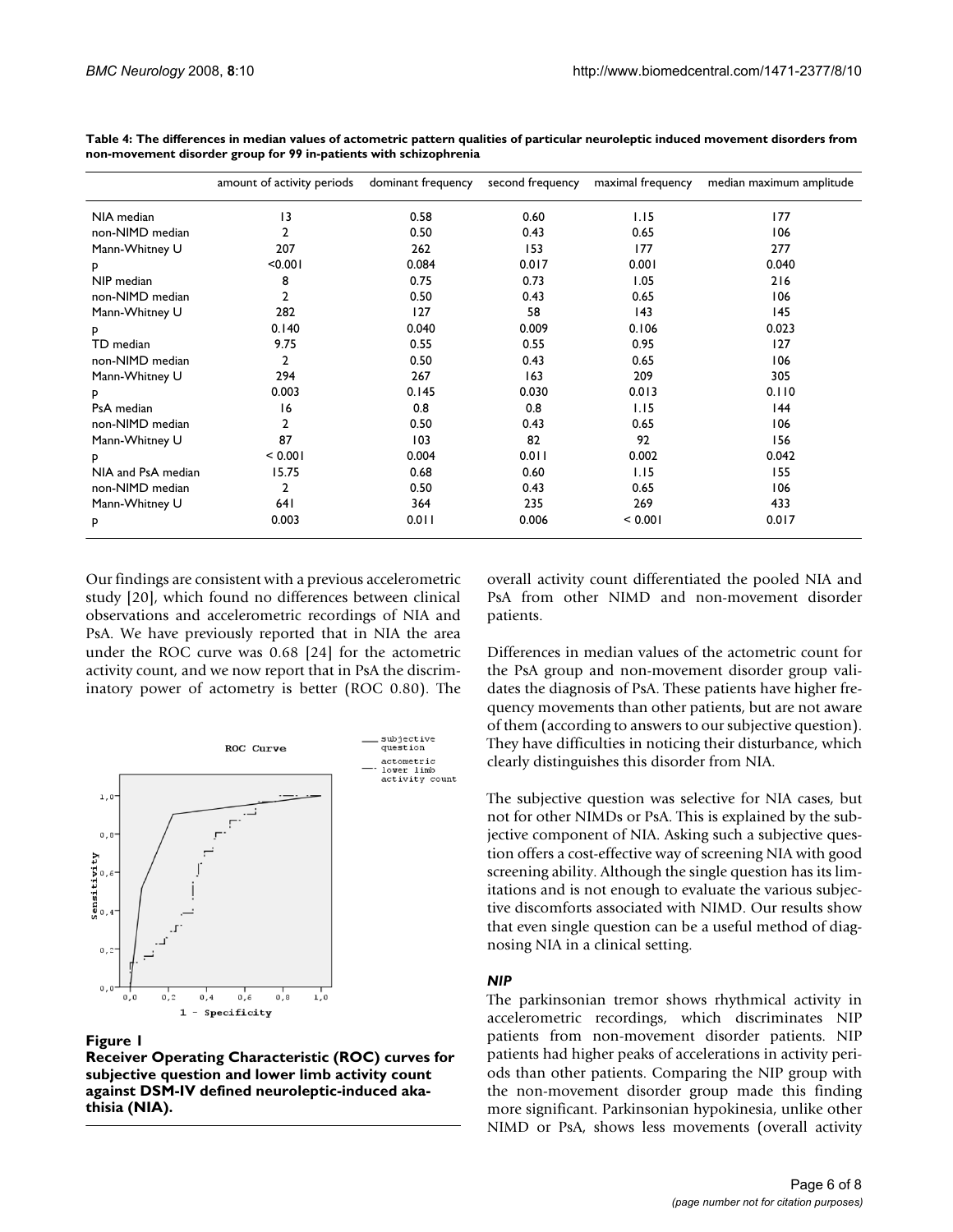**Table 4: The differences in median values of actometric pattern qualities of particular neuroleptic induced movement disorders from non-movement disorder group for 99 in-patients with schizophrenia**

| | amount of activity periods | dominant frequency | second frequency | maximal frequency | median maximum amplitude |
|---|---|---|---|---|---|
| NIA median | 13 | 0.58 | 0.60 | 1.15 | 177 |
| non-NIMD median | 2 | 0.50 | 0.43 | 0.65 | 106 |
| Mann-Whitney U | 207 | 262 | 153 | 177 | 277 |
| p | <0.001 | 0.084 | 0.017 | 0.001 | 0.040 |
| NIP median | 8 | 0.75 | 0.73 | 1.05 | 216 |
| non-NIMD median | 2 | 0.50 | 0.43 | 0.65 | 106 |
| Mann-Whitney U | 282 | 127 | 58 | 143 | 145 |
| p | 0.140 | 0.040 | 0.009 | 0.106 | 0.023 |
| TD median | 9.75 | 0.55 | 0.55 | 0.95 | 127 |
| non-NIMD median | 2 | 0.50 | 0.43 | 0.65 | 106 |
| Mann-Whitney U | 294 | 267 | 163 | 209 | 305 |
| p | 0.003 | 0.145 | 0.030 | 0.013 | 0.110 |
| PsA median | 16 | 0.8 | 0.8 | 1.15 | 144 |
| non-NIMD median | 2 | 0.50 | 0.43 | 0.65 | 106 |
| Mann-Whitney U | 87 | 103 | 82 | 92 | 156 |
| p | < 0.001 | 0.004 | 0.011 | 0.002 | 0.042 |
| NIA and PsA median | 15.75 | 0.68 | 0.60 | 1.15 | 155 |
| non-NIMD median | 2 | 0.50 | 0.43 | 0.65 | 106 |
| Mann-Whitney U | 641 | 364 | 235 | 269 | 433 |
| p | 0.003 | 0.011 | 0.006 | < 0.001 | 0.017 |

Our findings are consistent with a previous accelerometric study [20], which found no differences between clinical observations and accelerometric recordings of NIA and PsA. We have previously reported that in NIA the area under the ROC curve was 0.68 [24] for the actometric activity count, and we now report that in PsA the discriminatory power of actometry is better (ROC 0.80). The overall activity count differentiated the pooled NIA and PsA from other NIMD and non-movement disorder patients.

**Figure 1**
**Receiver Operating Characteristic (ROC) curves for subjective question and lower limb activity count against DSM-IV defined neuroleptic-induced akathisia (NIA).**

Differences in median values of the actometric count for the PsA group and non-movement disorder group validates the diagnosis of PsA. These patients have higher frequency movements than other patients, but are not aware of them (according to answers to our subjective question). They have difficulties in noticing their disturbance, which clearly distinguishes this disorder from NIA.

The subjective question was selective for NIA cases, but not for other NIMDs or PsA. This is explained by the subjective component of NIA. Asking such a subjective question offers a cost-effective way of screening NIA with good screening ability. Although the single question has its limitations and is not enough to evaluate the various subjective discomforts associated with NIMD. Our results show that even single question can be a useful method of diagnosing NIA in a clinical setting.

### *NIP*

The parkinsonian tremor shows rhythmical activity in accelerometric recordings, which discriminates NIP patients from non-movement disorder patients. NIP patients had higher peaks of accelerations in activity periods than other patients. Comparing the NIP group with the non-movement disorder group made this finding more significant. Parkinsonian hypokinesia, unlike other NIMD or PsA, shows less movements (overall activity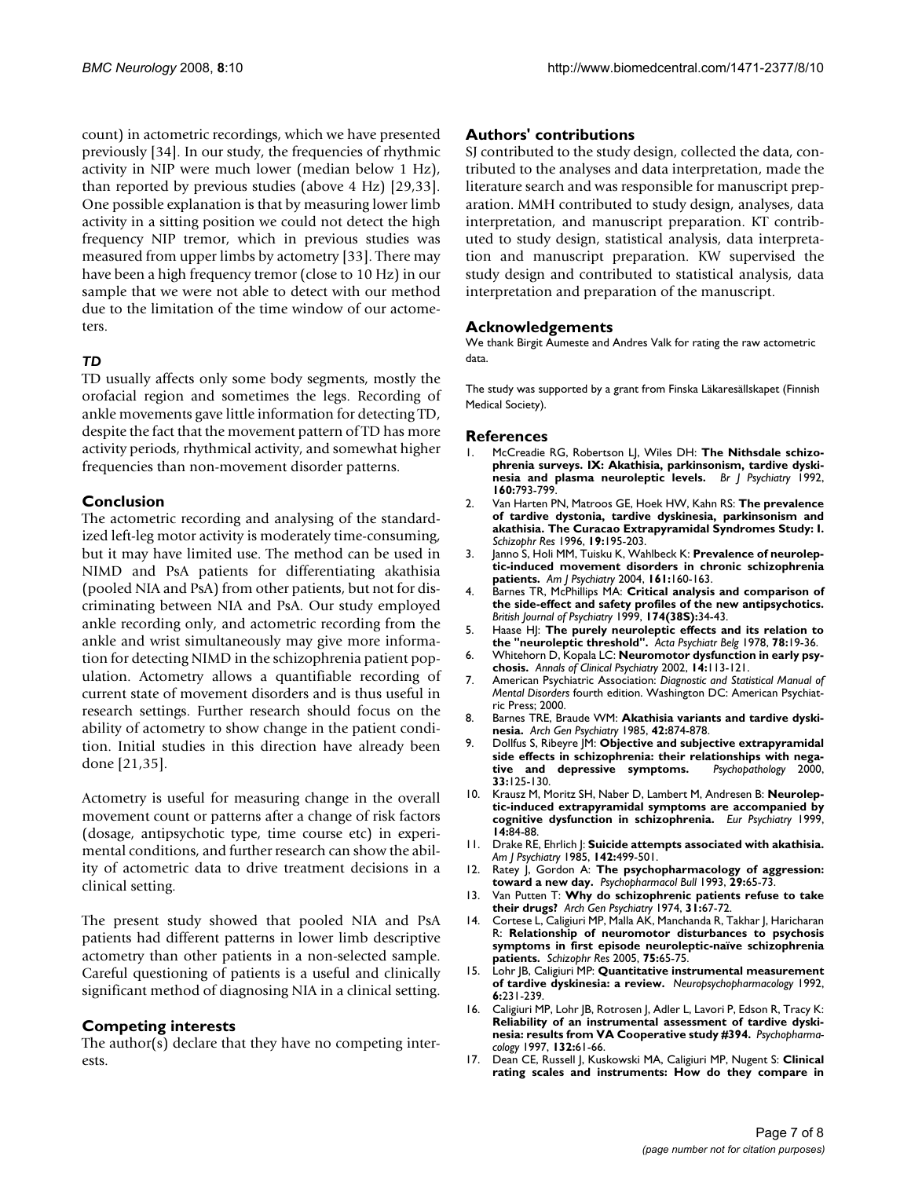count) in actometric recordings, which we have presented previously [34]. In our study, the frequencies of rhythmic activity in NIP were much lower (median below 1 Hz), than reported by previous studies (above 4 Hz) [29,33]. One possible explanation is that by measuring lower limb activity in a sitting position we could not detect the high frequency NIP tremor, which in previous studies was measured from upper limbs by actometry [33]. There may have been a high frequency tremor (close to 10 Hz) in our sample that we were not able to detect with our method due to the limitation of the time window of our actometers.

### *TD*

TD usually affects only some body segments, mostly the orofacial region and sometimes the legs. Recording of ankle movements gave little information for detecting TD, despite the fact that the movement pattern of TD has more activity periods, rhythmical activity, and somewhat higher frequencies than non-movement disorder patterns.

## Conclusion

The actometric recording and analysing of the standardized left-leg motor activity is moderately time-consuming, but it may have limited use. The method can be used in NIMD and PsA patients for differentiating akathisia (pooled NIA and PsA) from other patients, but not for discriminating between NIA and PsA. Our study employed ankle recording only, and actometric recording from the ankle and wrist simultaneously may give more information for detecting NIMD in the schizophrenia patient population. Actometry allows a quantifiable recording of current state of movement disorders and is thus useful in research settings. Further research should focus on the ability of actometry to show change in the patient condition. Initial studies in this direction have already been done [21,35].

Actometry is useful for measuring change in the overall movement count or patterns after a change of risk factors (dosage, antipsychotic type, time course etc) in experimental conditions, and further research can show the ability of actometric data to drive treatment decisions in a clinical setting.

The present study showed that pooled NIA and PsA patients had different patterns in lower limb descriptive actometry than other patients in a non-selected sample. Careful questioning of patients is a useful and clinically significant method of diagnosing NIA in a clinical setting.

## Competing interests

The author(s) declare that they have no competing interests.

## Authors' contributions

SJ contributed to the study design, collected the data, contributed to the analyses and data interpretation, made the literature search and was responsible for manuscript preparation. MMH contributed to study design, analyses, data interpretation, and manuscript preparation. KT contributed to study design, statistical analysis, data interpretation and manuscript preparation. KW supervised the study design and contributed to statistical analysis, data interpretation and preparation of the manuscript.

## Acknowledgements

We thank Birgit Aumeste and Andres Valk for rating the raw actometric data.

The study was supported by a grant from Finska Läkaresällskapet (Finnish Medical Society).

## References

1. McCreadie RG, Robertson LJ, Wiles DH: **The Nithsdale schizophrenia surveys. IX: Akathisia, parkinsonism, tardive dyskinesia and plasma neuroleptic levels.** *Br J Psychiatry* 1992, **160:**793-799.
2. Van Harten PN, Matroos GE, Hoek HW, Kahn RS: **The prevalence of tardive dystonia, tardive dyskinesia, parkinsonism and akathisia. The Curacao Extrapyramidal Syndromes Study: I.** *Schizophr Res* 1996, **19:**195-203.
3. Janno S, Holi MM, Tuisku K, Wahlbeck K: **Prevalence of neuroleptic-induced movement disorders in chronic schizophrenia patients.** *Am J Psychiatry* 2004, **161:**160-163.
4. Barnes TR, McPhillips MA: **Critical analysis and comparison of the side-effect and safety profiles of the new antipsychotics.** *British Journal of Psychiatry* 1999, **174(38S):**34-43.
5. Haase HJ: **The purely neuroleptic effects and its relation to the "neuroleptic threshold".** *Acta Psychiatr Belg* 1978, **78:**19-36.
6. Whitehorn D, Kopala LC: **Neuromotor dysfunction in early psychosis.** *Annals of Clinical Psychiatry* 2002, **14:**113-121.
7. American Psychiatric Association: *Diagnostic and Statistical Manual of Mental Disorders* fourth edition. Washington DC: American Psychiatric Press; 2000.
8. Barnes TRE, Braude WM: **Akathisia variants and tardive dyskinesia.** *Arch Gen Psychiatry* 1985, **42:**874-878.
9. Dollfus S, Ribeyre JM: **Objective and subjective extrapyramidal side effects in schizophrenia: their relationships with negative and depressive symptoms.** *Psychopathology* 2000, **33:**125-130.
10. Krausz M, Moritz SH, Naber D, Lambert M, Andresen B: **Neuroleptic-induced extrapyramidal symptoms are accompanied by cognitive dysfunction in schizophrenia.** *Eur Psychiatry* 1999, **14:**84-88.
11. Drake RE, Ehrlich J: **Suicide attempts associated with akathisia.** *Am J Psychiatry* 1985, **142:**499-501.
12. Ratey J, Gordon A: **The psychopharmacology of aggression: toward a new day.** *Psychopharmacol Bull* 1993, **29:**65-73.
13. Van Putten T: **Why do schizophrenic patients refuse to take their drugs?** *Arch Gen Psychiatry* 1974, **31:**67-72.
14. Cortese L, Caligiuri MP, Malla AK, Manchanda R, Takhar J, Haricharan R: **Relationship of neuromotor disturbances to psychosis symptoms in first episode neuroleptic-naïve schizophrenia patients.** *Schizophr Res* 2005, **75:**65-75.
15. Lohr JB, Caligiuri MP: **Quantitative instrumental measurement of tardive dyskinesia: a review.** *Neuropsychopharmacology* 1992, **6:**231-239.
16. Caligiuri MP, Lohr JB, Rotrosen J, Adler L, Lavori P, Edson R, Tracy K: **Reliability of an instrumental assessment of tardive dyskinesia: results from VA Cooperative study #394.** *Psychopharmacology* 1997, **132:**61-66.
17. Dean CE, Russell J, Kuskowski MA, Caligiuri MP, Nugent S: **Clinical rating scales and instruments: How do they compare in**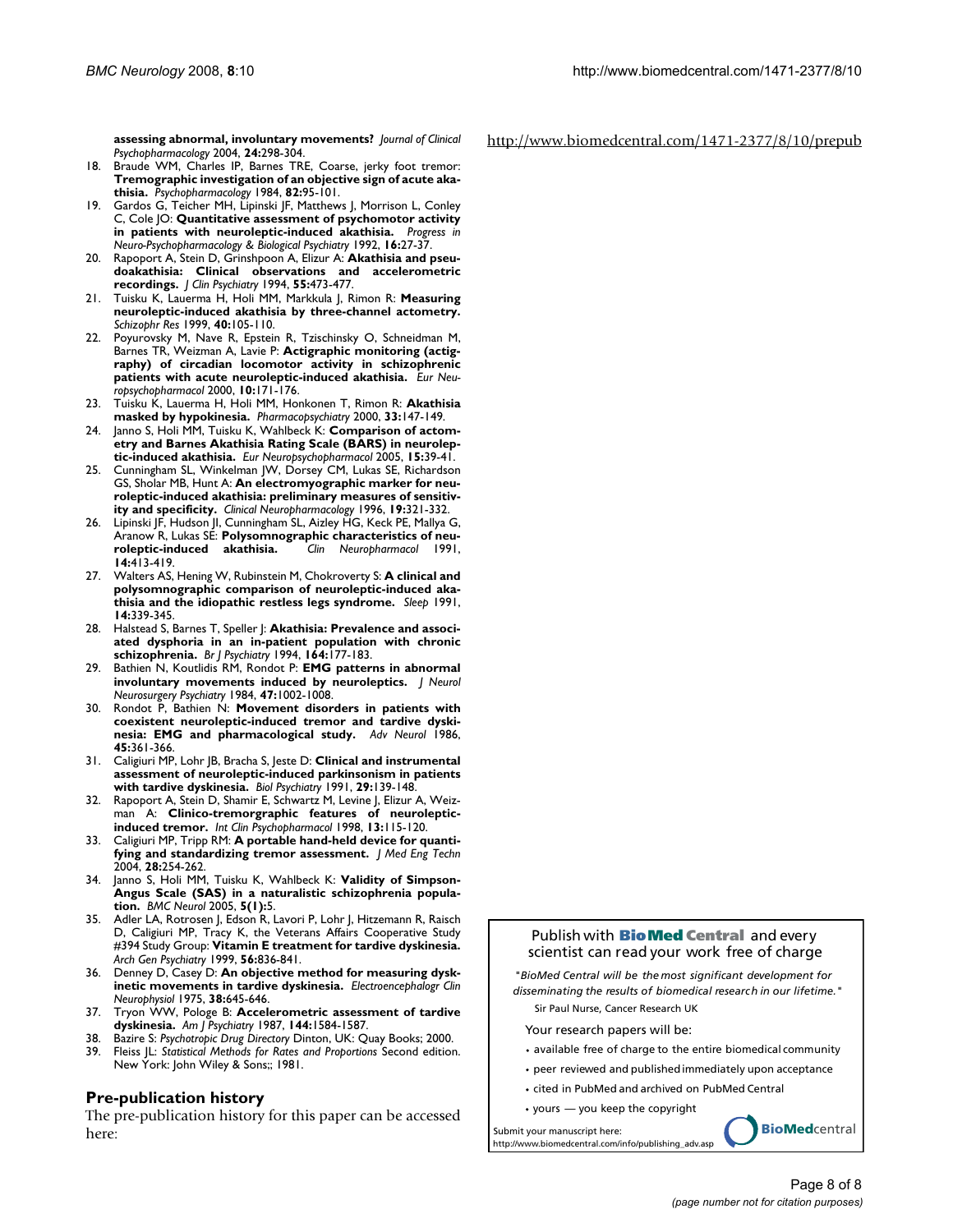assessing abnormal, involuntary movements? *Journal of Clinical Psychopharmacology* 2004, **24:**298-304.

18. Braude WM, Charles IP, Barnes TRE, Coarse, jerky foot tremor: **Tremographic investigation of an objective sign of acute akathisia.** *Psychopharmacology* 1984, **82:**95-101.
19. Gardos G, Teicher MH, Lipinski JF, Matthews J, Morrison L, Conley C, Cole JO: **Quantitative assessment of psychomotor activity in patients with neuroleptic-induced akathisia.** *Progress in Neuro-Psychopharmacology & Biological Psychiatry* 1992, **16:**27-37.
20. Rapoport A, Stein D, Grinshpoon A, Elizur A: **Akathisia and pseudoakathisia: Clinical observations and accelerometric recordings.** *J Clin Psychiatry* 1994, **55:**473-477.
21. Tuisku K, Lauerma H, Holi MM, Markkula J, Rimon R: **Measuring neuroleptic-induced akathisia by three-channel actometry.** *Schizophr Res* 1999, **40:**105-110.
22. Poyurovsky M, Nave R, Epstein R, Tzischinsky O, Schneidman M, Barnes TR, Weizman A, Lavie P: **Actigraphic monitoring (actigraphy) of circadian locomotor activity in schizophrenic patients with acute neuroleptic-induced akathisia.** *Eur Neuropsychopharmacol* 2000, **10:**171-176.
23. Tuisku K, Lauerma H, Holi MM, Honkonen T, Rimon R: **Akathisia masked by hypokinesia.** *Pharmacopsychiatry* 2000, **33:**147-149.
24. Janno S, Holi MM, Tuisku K, Wahlbeck K: **Comparison of actometry and Barnes Akathisia Rating Scale (BARS) in neuroleptic-induced akathisia.** *Eur Neuropsychopharmacol* 2005, **15:**39-41.
25. Cunningham SL, Winkelman JW, Dorsey CM, Lukas SE, Richardson GS, Sholar MB, Hunt A: **An electromyographic marker for neuroleptic-induced akathisia: preliminary measures of sensitivity and specificity.** *Clinical Neuropharmacology* 1996, **19:**321-332.
26. Lipinski JF, Hudson JI, Cunningham SL, Aizley HG, Keck PE, Mallya G, Aranow R, Lukas SE: **Polysomnographic characteristics of neuroleptic-induced akathisia.** *Clin Neuropharmacol* 1991, **14:**413-419.
27. Walters AS, Hening W, Rubinstein M, Chokroverty S: **A clinical and polysomnographic comparison of neuroleptic-induced akathisia and the idiopathic restless legs syndrome.** *Sleep* 1991, **14:**339-345.
28. Halstead S, Barnes T, Speller J: **Akathisia: Prevalence and associated dysphoria in an in-patient population with chronic schizophrenia.** *Br J Psychiatry* 1994, **164:**177-183.
29. Bathien N, Koutlidis RM, Rondot P: **EMG patterns in abnormal involuntary movements induced by neuroleptics.** *J Neurol Neurosurgery Psychiatry* 1984, **47:**1002-1008.
30. Rondot P, Bathien N: **Movement disorders in patients with coexistent neuroleptic-induced tremor and tardive dyskinesia: EMG and pharmacological study.** *Adv Neurol* 1986, **45:**361-366.
31. Caligiuri MP, Lohr JB, Bracha S, Jeste D: **Clinical and instrumental assessment of neuroleptic-induced parkinsonism in patients with tardive dyskinesia.** *Biol Psychiatry* 1991, **29:**139-148.
32. Rapoport A, Stein D, Shamir E, Schwartz M, Levine J, Elizur A, Weizman A: **Clinico-tremorgraphic features of neuroleptic-induced tremor.** *Int Clin Psychopharmacol* 1998, **13:**115-120.
33. Caligiuri MP, Tripp RM: **A portable hand-held device for quantifying and standardizing tremor assessment.** *J Med Eng Techn* 2004, **28:**254-262.
34. Janno S, Holi MM, Tuisku K, Wahlbeck K: **Validity of Simpson-Angus Scale (SAS) in a naturalistic schizophrenia population.** *BMC Neurol* 2005, **5(1):**5.
35. Adler LA, Rotrosen J, Edson R, Lavori P, Lohr J, Hitzemann R, Raisch D, Caligiuri MP, Tracy K, the Veterans Affairs Cooperative Study #394 Study Group: **Vitamin E treatment for tardive dyskinesia.** *Arch Gen Psychiatry* 1999, **56:**836-841.
36. Denney D, Casey D: **An objective method for measuring dyskinetic movements in tardive dyskinesia.** *Electroencephalogr Clin Neurophysiol* 1975, **38:**645-646.
37. Tryon WW, Pologe B: **Accelerometric assessment of tardive dyskinesia.** *Am J Psychiatry* 1987, **144:**1584-1587.
38. Bazire S: *Psychotropic Drug Directory* Dinton, UK: Quay Books; 2000.
39. Fleiss JL: *Statistical Methods for Rates and Proportions* Second edition. New York: John Wiley & Sons;; 1981.

## Pre-publication history

The pre-publication history for this paper can be accessed here:

http://www.biomedcentral.com/1471-2377/8/10/prepub

Publish with **BioMed Central** and every scientist can read your work free of charge

*"BioMed Central will be the most significant development for disseminating the results of biomedical research in our lifetime."*

Sir Paul Nurse, Cancer Research UK

Your research papers will be:

- available free of charge to the entire biomedical community
- peer reviewed and published immediately upon acceptance
- cited in PubMed and archived on PubMed Central
- yours — you keep the copyright

Submit your manuscript here:
http://www.biomedcentral.com/info/publishing_adv.asp

BioMedcentral